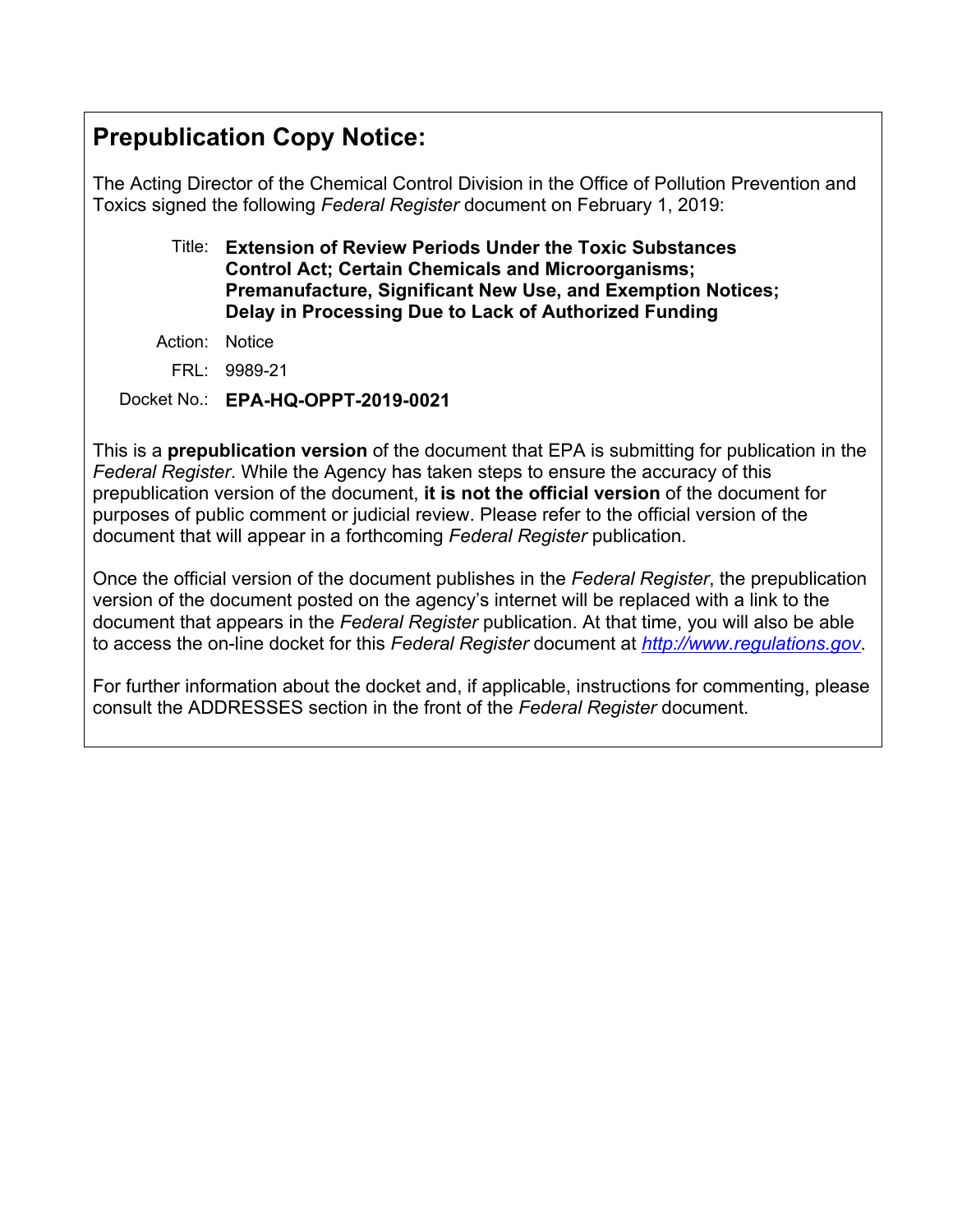## Prepublication Copy Notice:

The Acting Director of the Chemical Control Division in the Office of Pollution Prevention and Toxics signed the following *Federal Register* document on February 1, 2019:

Title: **Extension of Review Periods Under the Toxic Substances Control Act; Certain Chemicals and Microorganisms; Premanufacture, Significant New Use, and Exemption Notices; Delay in Processing Due to Lack of Authorized Funding**

Action: Notice

FRL: 9989-21

Docket No.: **EPA-HQ-OPPT-2019-0021**

This is a **prepublication version** of the document that EPA is submitting for publication in the *Federal Register*. While the Agency has taken steps to ensure the accuracy of this prepublication version of the document, **it is not the official version** of the document for purposes of public comment or judicial review. Please refer to the official version of the document that will appear in a forthcoming *Federal Register* publication.

Once the official version of the document publishes in the *Federal Register*, the prepublication version of the document posted on the agency's internet will be replaced with a link to the document that appears in the *Federal Register* publication. At that time, you will also be able to access the on-line docket for this *Federal Register* document at [http://www.regulations.gov](http://www.regulations.gov).

For further information about the docket and, if applicable, instructions for commenting, please consult the ADDRESSES section in the front of the *Federal Register* document.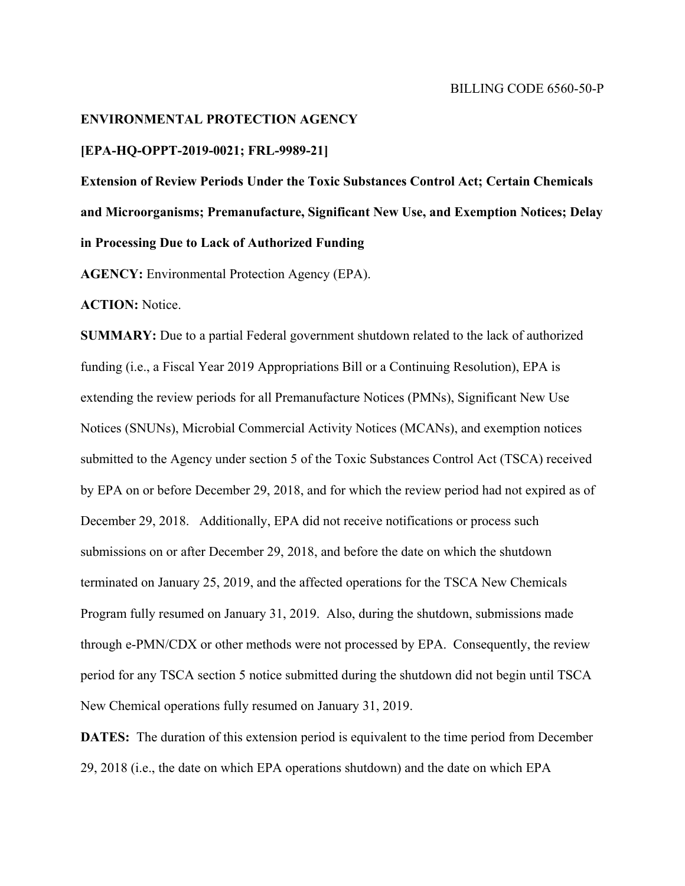BILLING CODE 6560-50-P

**ENVIRONMENTAL PROTECTION AGENCY**

**[EPA-HQ-OPPT-2019-0021; FRL-9989-21]**

**Extension of Review Periods Under the Toxic Substances Control Act; Certain Chemicals and Microorganisms; Premanufacture, Significant New Use, and Exemption Notices; Delay in Processing Due to Lack of Authorized Funding**

**AGENCY:** Environmental Protection Agency (EPA).

**ACTION:** Notice.

**SUMMARY:** Due to a partial Federal government shutdown related to the lack of authorized funding (i.e., a Fiscal Year 2019 Appropriations Bill or a Continuing Resolution), EPA is extending the review periods for all Premanufacture Notices (PMNs), Significant New Use Notices (SNUNs), Microbial Commercial Activity Notices (MCANs), and exemption notices submitted to the Agency under section 5 of the Toxic Substances Control Act (TSCA) received by EPA on or before December 29, 2018, and for which the review period had not expired as of December 29, 2018. Additionally, EPA did not receive notifications or process such submissions on or after December 29, 2018, and before the date on which the shutdown terminated on January 25, 2019, and the affected operations for the TSCA New Chemicals Program fully resumed on January 31, 2019. Also, during the shutdown, submissions made through e-PMN/CDX or other methods were not processed by EPA. Consequently, the review period for any TSCA section 5 notice submitted during the shutdown did not begin until TSCA New Chemical operations fully resumed on January 31, 2019.

**DATES:** The duration of this extension period is equivalent to the time period from December 29, 2018 (i.e., the date on which EPA operations shutdown) and the date on which EPA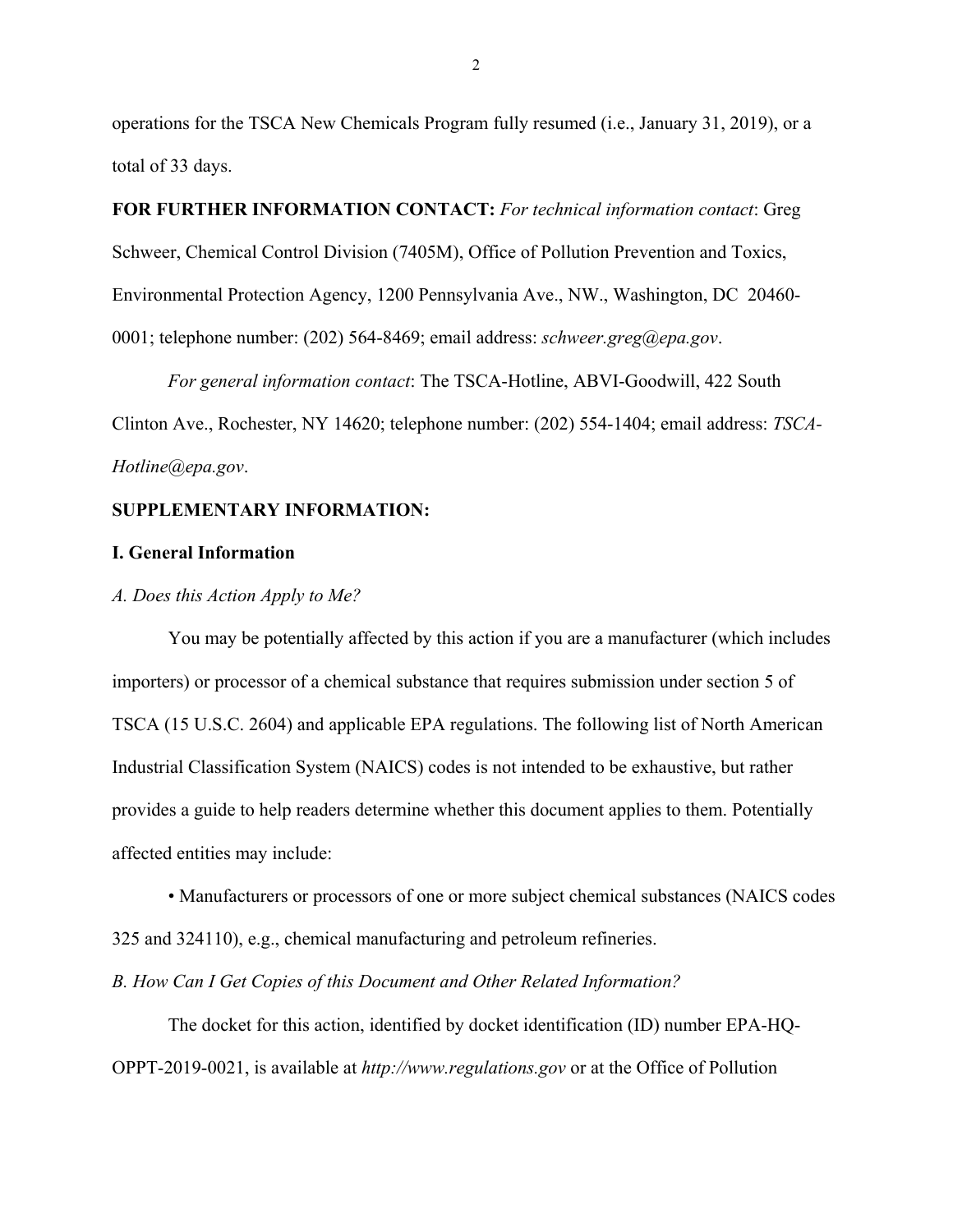operations for the TSCA New Chemicals Program fully resumed (i.e., January 31, 2019), or a total of 33 days.

**FOR FURTHER INFORMATION CONTACT:** *For technical information contact*: Greg Schweer, Chemical Control Division (7405M), Office of Pollution Prevention and Toxics, Environmental Protection Agency, 1200 Pennsylvania Ave., NW., Washington, DC 20460-0001; telephone number: (202) 564-8469; email address: *schweer.greg@epa.gov*.

*For general information contact*: The TSCA-Hotline, ABVI-Goodwill, 422 South Clinton Ave., Rochester, NY 14620; telephone number: (202) 554-1404; email address: *TSCA-Hotline@epa.gov*.

**SUPPLEMENTARY INFORMATION:**

**I. General Information**

*A. Does this Action Apply to Me?*

You may be potentially affected by this action if you are a manufacturer (which includes importers) or processor of a chemical substance that requires submission under section 5 of TSCA (15 U.S.C. 2604) and applicable EPA regulations. The following list of North American Industrial Classification System (NAICS) codes is not intended to be exhaustive, but rather provides a guide to help readers determine whether this document applies to them. Potentially affected entities may include:

• Manufacturers or processors of one or more subject chemical substances (NAICS codes 325 and 324110), e.g., chemical manufacturing and petroleum refineries.

*B. How Can I Get Copies of this Document and Other Related Information?*

The docket for this action, identified by docket identification (ID) number EPA-HQ-OPPT-2019-0021, is available at *http://www.regulations.gov* or at the Office of Pollution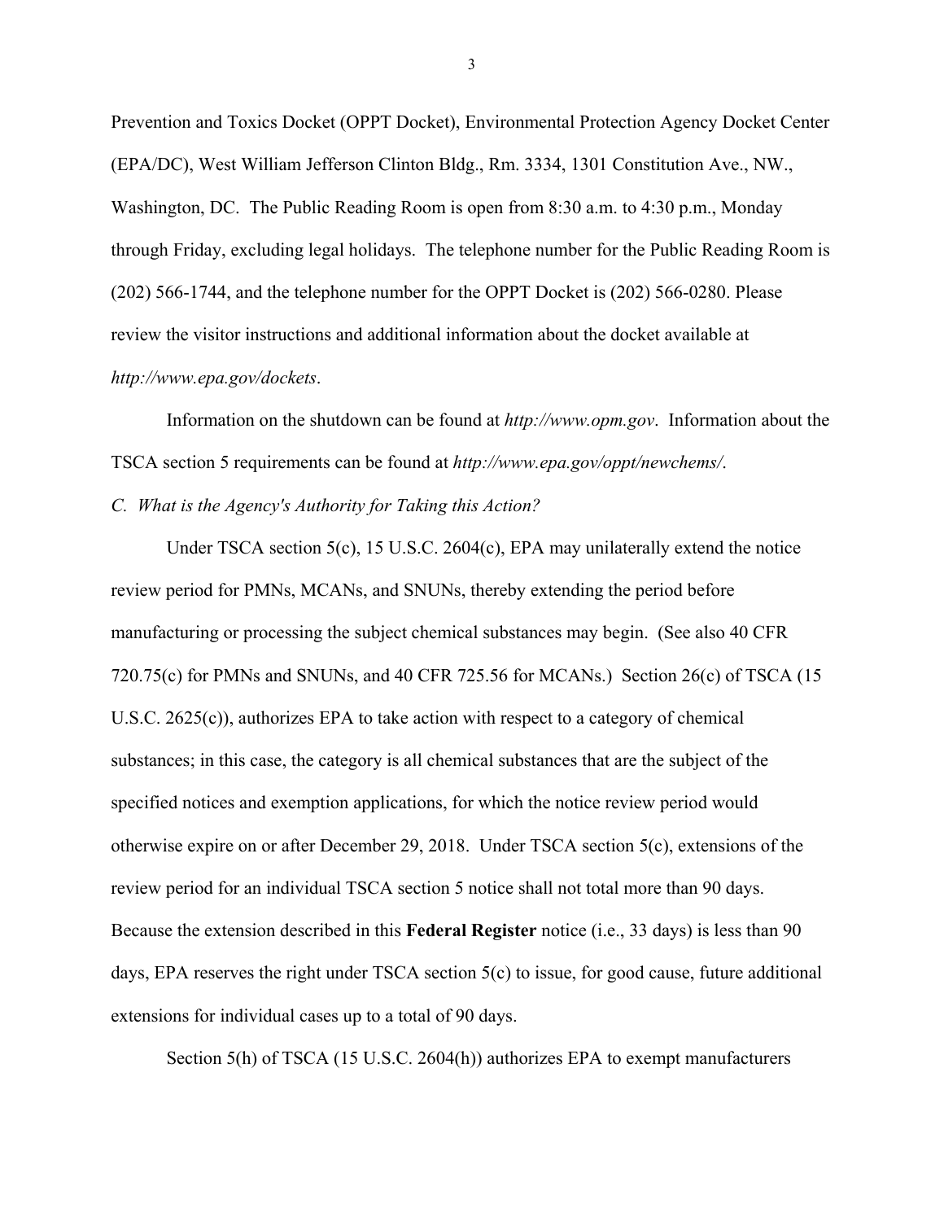Prevention and Toxics Docket (OPPT Docket), Environmental Protection Agency Docket Center (EPA/DC), West William Jefferson Clinton Bldg., Rm. 3334, 1301 Constitution Ave., NW., Washington, DC. The Public Reading Room is open from 8:30 a.m. to 4:30 p.m., Monday through Friday, excluding legal holidays. The telephone number for the Public Reading Room is (202) 566-1744, and the telephone number for the OPPT Docket is (202) 566-0280. Please review the visitor instructions and additional information about the docket available at *http://www.epa.gov/dockets*.

Information on the shutdown can be found at *http://www.opm.gov*. Information about the TSCA section 5 requirements can be found at *http://www.epa.gov/oppt/newchems/*.

*C. What is the Agency's Authority for Taking this Action?*

Under TSCA section 5(c), 15 U.S.C. 2604(c), EPA may unilaterally extend the notice review period for PMNs, MCANs, and SNUNs, thereby extending the period before manufacturing or processing the subject chemical substances may begin. (See also 40 CFR 720.75(c) for PMNs and SNUNs, and 40 CFR 725.56 for MCANs.) Section 26(c) of TSCA (15 U.S.C. 2625(c)), authorizes EPA to take action with respect to a category of chemical substances; in this case, the category is all chemical substances that are the subject of the specified notices and exemption applications, for which the notice review period would otherwise expire on or after December 29, 2018. Under TSCA section 5(c), extensions of the review period for an individual TSCA section 5 notice shall not total more than 90 days. Because the extension described in this **Federal Register** notice (i.e., 33 days) is less than 90 days, EPA reserves the right under TSCA section 5(c) to issue, for good cause, future additional extensions for individual cases up to a total of 90 days.

Section 5(h) of TSCA (15 U.S.C. 2604(h)) authorizes EPA to exempt manufacturers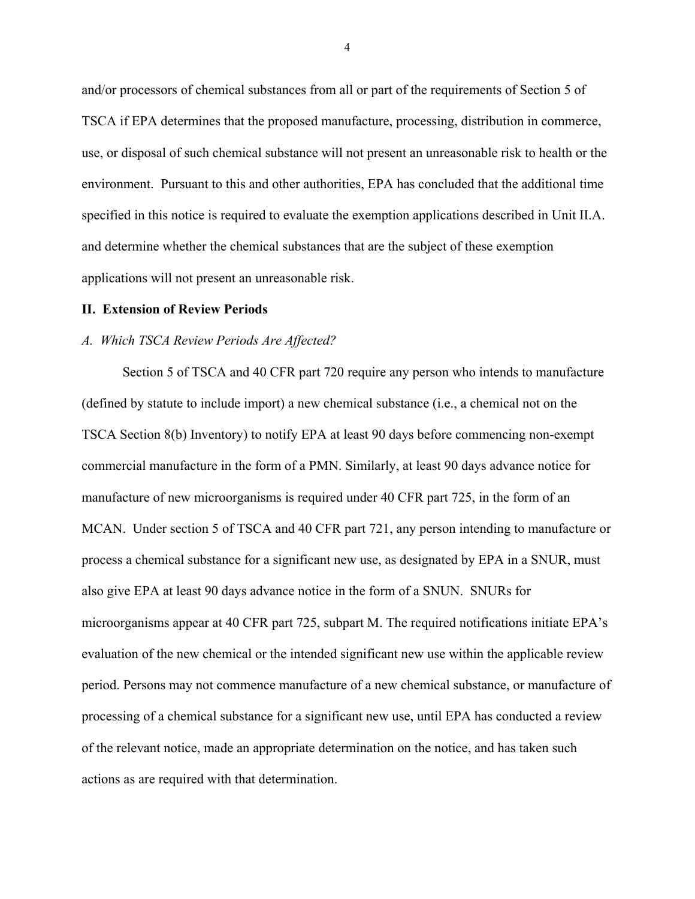and/or processors of chemical substances from all or part of the requirements of Section 5 of TSCA if EPA determines that the proposed manufacture, processing, distribution in commerce, use, or disposal of such chemical substance will not present an unreasonable risk to health or the environment. Pursuant to this and other authorities, EPA has concluded that the additional time specified in this notice is required to evaluate the exemption applications described in Unit II.A. and determine whether the chemical substances that are the subject of these exemption applications will not present an unreasonable risk.

## II. Extension of Review Periods

### *A. Which TSCA Review Periods Are Affected?*

Section 5 of TSCA and 40 CFR part 720 require any person who intends to manufacture (defined by statute to include import) a new chemical substance (i.e., a chemical not on the TSCA Section 8(b) Inventory) to notify EPA at least 90 days before commencing non-exempt commercial manufacture in the form of a PMN. Similarly, at least 90 days advance notice for manufacture of new microorganisms is required under 40 CFR part 725, in the form of an MCAN. Under section 5 of TSCA and 40 CFR part 721, any person intending to manufacture or process a chemical substance for a significant new use, as designated by EPA in a SNUR, must also give EPA at least 90 days advance notice in the form of a SNUN. SNURs for microorganisms appear at 40 CFR part 725, subpart M. The required notifications initiate EPA's evaluation of the new chemical or the intended significant new use within the applicable review period. Persons may not commence manufacture of a new chemical substance, or manufacture of processing of a chemical substance for a significant new use, until EPA has conducted a review of the relevant notice, made an appropriate determination on the notice, and has taken such actions as are required with that determination.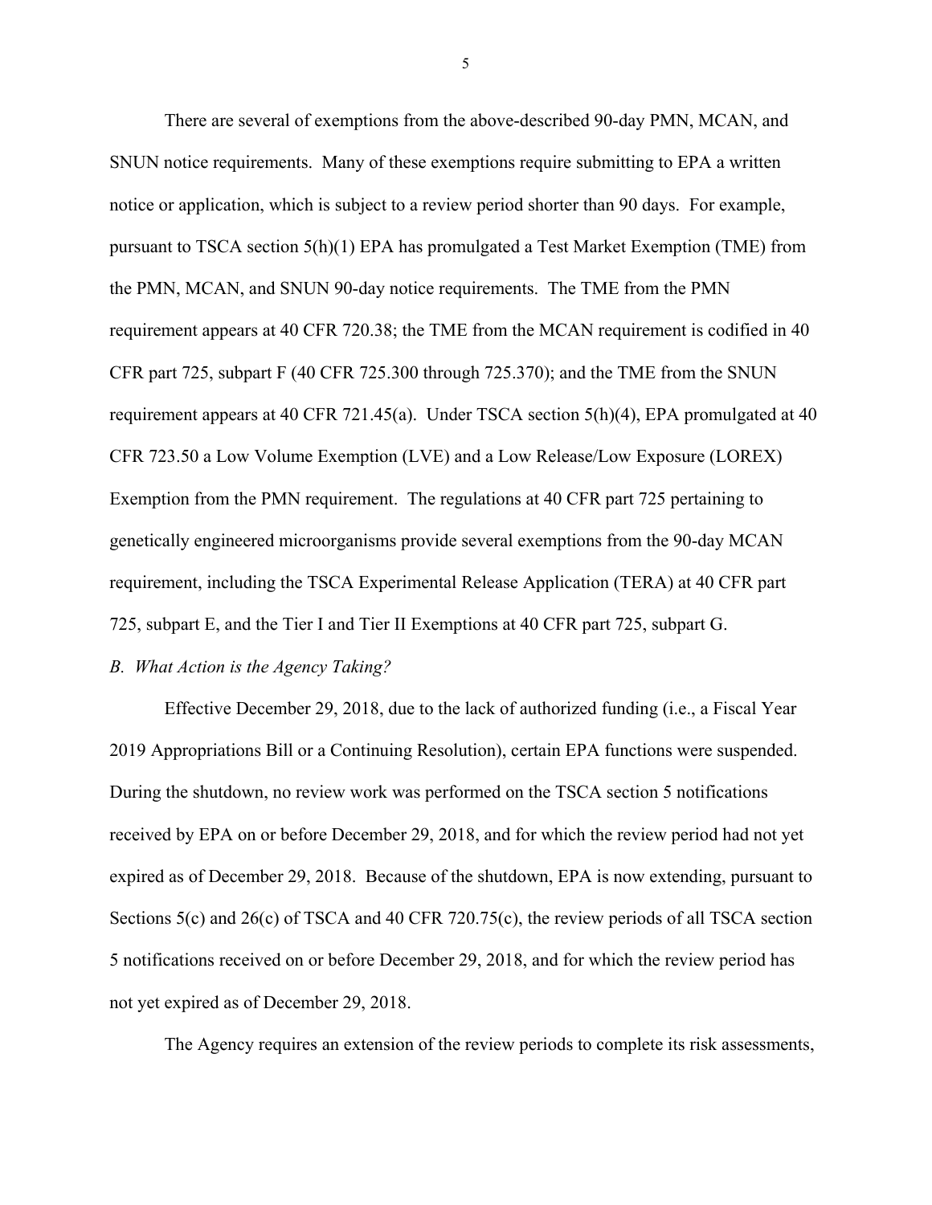There are several of exemptions from the above-described 90-day PMN, MCAN, and SNUN notice requirements. Many of these exemptions require submitting to EPA a written notice or application, which is subject to a review period shorter than 90 days. For example, pursuant to TSCA section 5(h)(1) EPA has promulgated a Test Market Exemption (TME) from the PMN, MCAN, and SNUN 90-day notice requirements. The TME from the PMN requirement appears at 40 CFR 720.38; the TME from the MCAN requirement is codified in 40 CFR part 725, subpart F (40 CFR 725.300 through 725.370); and the TME from the SNUN requirement appears at 40 CFR 721.45(a). Under TSCA section 5(h)(4), EPA promulgated at 40 CFR 723.50 a Low Volume Exemption (LVE) and a Low Release/Low Exposure (LOREX) Exemption from the PMN requirement. The regulations at 40 CFR part 725 pertaining to genetically engineered microorganisms provide several exemptions from the 90-day MCAN requirement, including the TSCA Experimental Release Application (TERA) at 40 CFR part 725, subpart E, and the Tier I and Tier II Exemptions at 40 CFR part 725, subpart G.

*B. What Action is the Agency Taking?*

Effective December 29, 2018, due to the lack of authorized funding (i.e., a Fiscal Year 2019 Appropriations Bill or a Continuing Resolution), certain EPA functions were suspended. During the shutdown, no review work was performed on the TSCA section 5 notifications received by EPA on or before December 29, 2018, and for which the review period had not yet expired as of December 29, 2018. Because of the shutdown, EPA is now extending, pursuant to Sections 5(c) and 26(c) of TSCA and 40 CFR 720.75(c), the review periods of all TSCA section 5 notifications received on or before December 29, 2018, and for which the review period has not yet expired as of December 29, 2018.

The Agency requires an extension of the review periods to complete its risk assessments,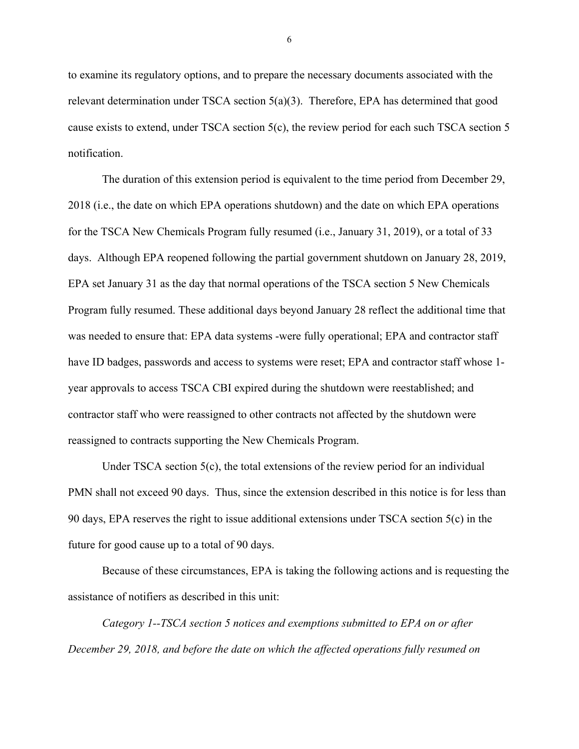to examine its regulatory options, and to prepare the necessary documents associated with the relevant determination under TSCA section 5(a)(3). Therefore, EPA has determined that good cause exists to extend, under TSCA section 5(c), the review period for each such TSCA section 5 notification.

The duration of this extension period is equivalent to the time period from December 29, 2018 (i.e., the date on which EPA operations shutdown) and the date on which EPA operations for the TSCA New Chemicals Program fully resumed (i.e., January 31, 2019), or a total of 33 days. Although EPA reopened following the partial government shutdown on January 28, 2019, EPA set January 31 as the day that normal operations of the TSCA section 5 New Chemicals Program fully resumed. These additional days beyond January 28 reflect the additional time that was needed to ensure that: EPA data systems -were fully operational; EPA and contractor staff have ID badges, passwords and access to systems were reset; EPA and contractor staff whose 1-year approvals to access TSCA CBI expired during the shutdown were reestablished; and contractor staff who were reassigned to other contracts not affected by the shutdown were reassigned to contracts supporting the New Chemicals Program.

Under TSCA section 5(c), the total extensions of the review period for an individual PMN shall not exceed 90 days. Thus, since the extension described in this notice is for less than 90 days, EPA reserves the right to issue additional extensions under TSCA section 5(c) in the future for good cause up to a total of 90 days.

Because of these circumstances, EPA is taking the following actions and is requesting the assistance of notifiers as described in this unit:

*Category 1--TSCA section 5 notices and exemptions submitted to EPA on or after December 29, 2018, and before the date on which the affected operations fully resumed on*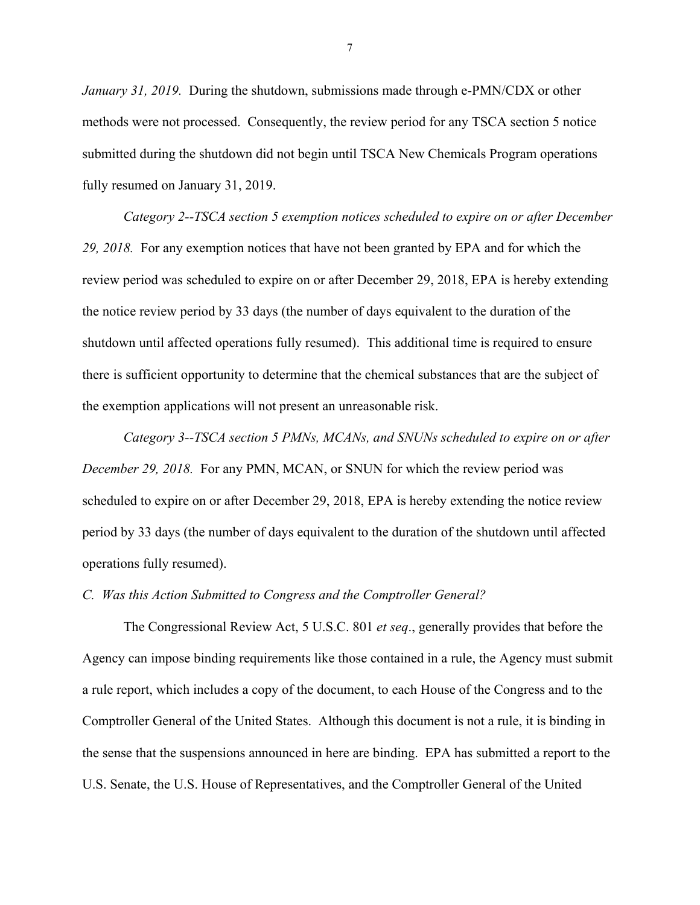*January 31, 2019.* During the shutdown, submissions made through e-PMN/CDX or other methods were not processed. Consequently, the review period for any TSCA section 5 notice submitted during the shutdown did not begin until TSCA New Chemicals Program operations fully resumed on January 31, 2019.

*Category 2--TSCA section 5 exemption notices scheduled to expire on or after December 29, 2018.* For any exemption notices that have not been granted by EPA and for which the review period was scheduled to expire on or after December 29, 2018, EPA is hereby extending the notice review period by 33 days (the number of days equivalent to the duration of the shutdown until affected operations fully resumed). This additional time is required to ensure there is sufficient opportunity to determine that the chemical substances that are the subject of the exemption applications will not present an unreasonable risk.

*Category 3--TSCA section 5 PMNs, MCANs, and SNUNs scheduled to expire on or after December 29, 2018.* For any PMN, MCAN, or SNUN for which the review period was scheduled to expire on or after December 29, 2018, EPA is hereby extending the notice review period by 33 days (the number of days equivalent to the duration of the shutdown until affected operations fully resumed).

*C. Was this Action Submitted to Congress and the Comptroller General?*

The Congressional Review Act, 5 U.S.C. 801 *et seq*., generally provides that before the Agency can impose binding requirements like those contained in a rule, the Agency must submit a rule report, which includes a copy of the document, to each House of the Congress and to the Comptroller General of the United States. Although this document is not a rule, it is binding in the sense that the suspensions announced in here are binding. EPA has submitted a report to the U.S. Senate, the U.S. House of Representatives, and the Comptroller General of the United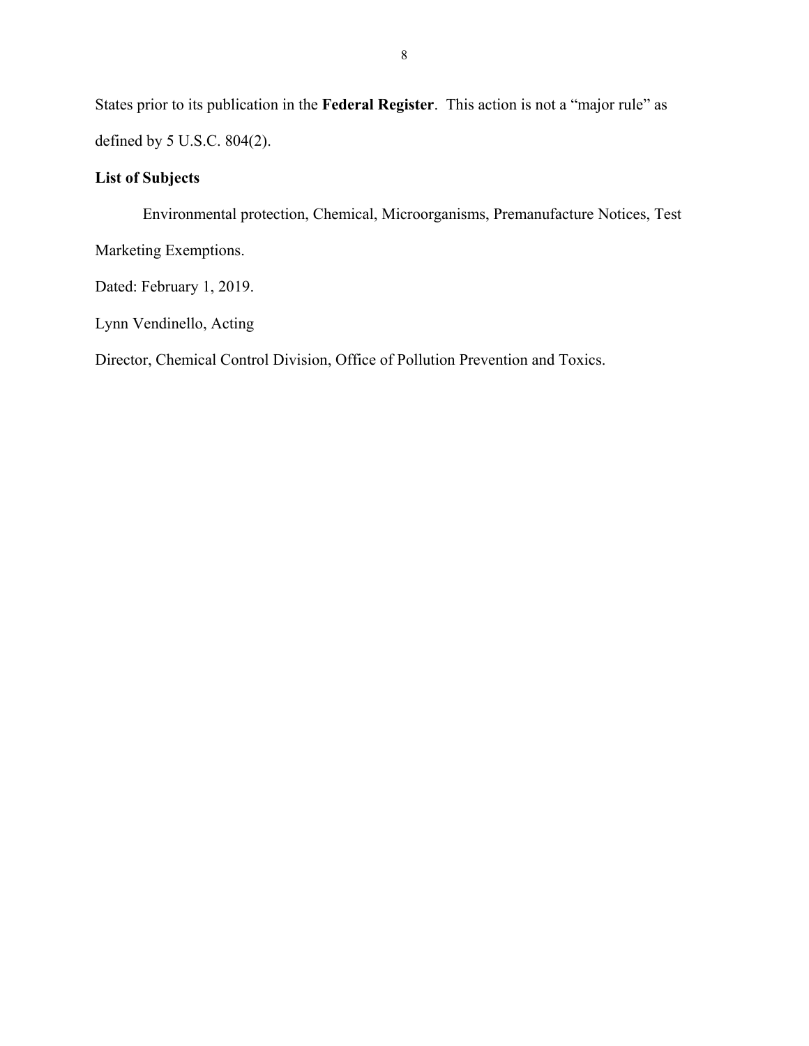States prior to its publication in the **Federal Register**. This action is not a “major rule” as defined by 5 U.S.C. 804(2).

**List of Subjects**

Environmental protection, Chemical, Microorganisms, Premanufacture Notices, Test Marketing Exemptions.

Dated: February 1, 2019.

Lynn Vendinello, Acting

Director, Chemical Control Division, Office of Pollution Prevention and Toxics.